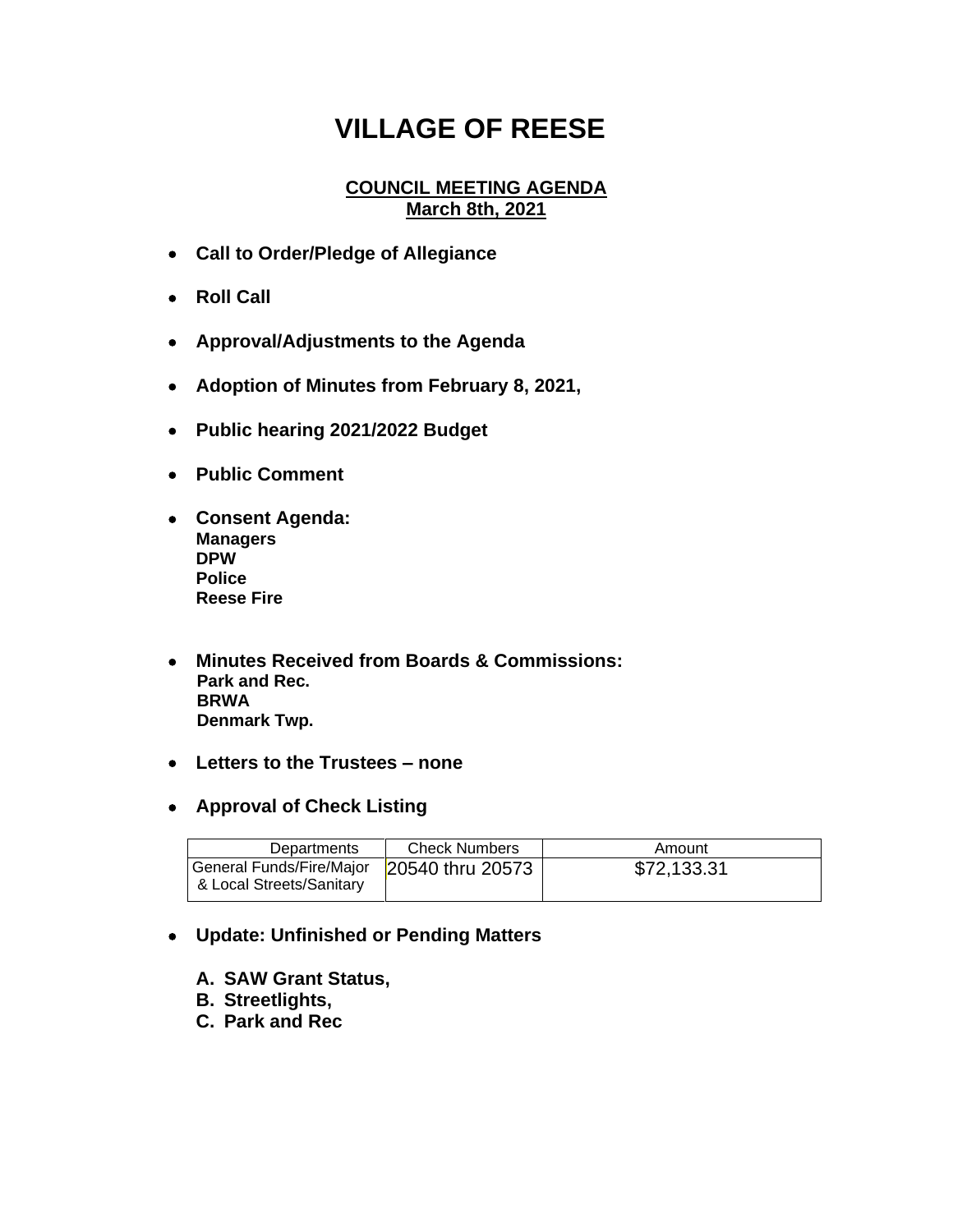# VILLAGE OF REESE

## COUNCIL MEETING AGENDA
## March 8th, 2021

- **Call to Order/Pledge of Allegiance**
- **Roll Call**
- **Approval/Adjustments to the Agenda**
- **Adoption of Minutes from February 8, 2021,**
- **Public hearing 2021/2022 Budget**
- **Public Comment**
- **Consent Agenda:**
  **Managers**
  **DPW**
  **Police**
  **Reese Fire**
- **Minutes Received from Boards & Commissions:**
  **Park and Rec.**
  **BRWA**
  **Denmark Twp.**
- **Letters to the Trustees – none**
- **Approval of Check Listing**

| Departments | Check Numbers | Amount |
|---|---|---|
| General Funds/Fire/Major & Local Streets/Sanitary | 20540 thru 20573 | $72,133.31 |

- **Update: Unfinished or Pending Matters**

  **A. SAW Grant Status,**
  **B. Streetlights,**
  **C. Park and Rec**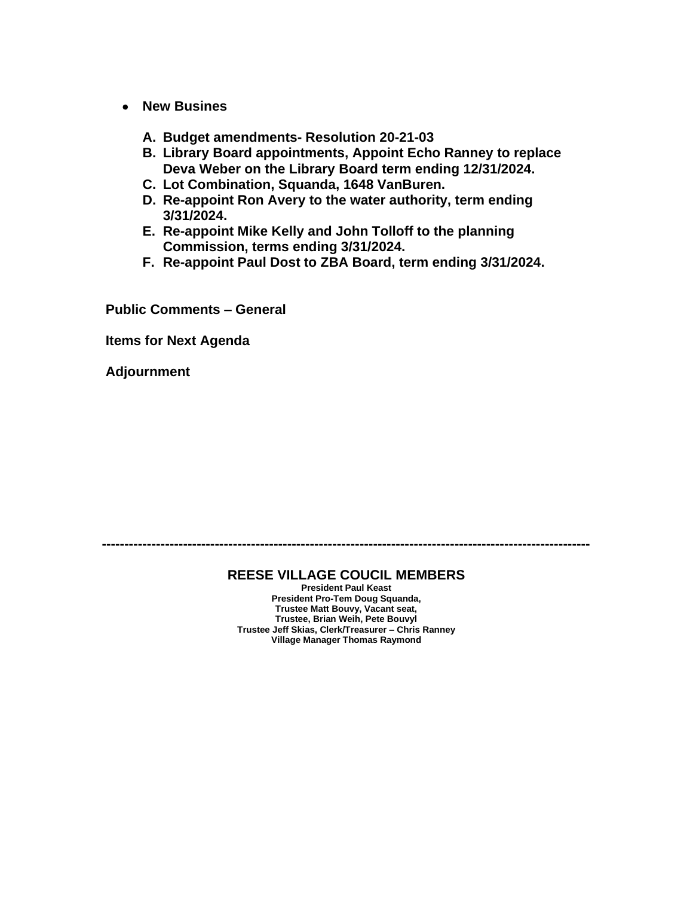- **New Busines**

  A. **Budget amendments- Resolution 20-21-03**
  B. **Library Board appointments, Appoint Echo Ranney to replace Deva Weber on the Library Board term ending 12/31/2024.**
  C. **Lot Combination, Squanda, 1648 VanBuren.**
  D. **Re-appoint Ron Avery to the water authority, term ending 3/31/2024.**
  E. **Re-appoint Mike Kelly and John Tolloff to the planning Commission, terms ending 3/31/2024.**
  F. **Re-appoint Paul Dost to ZBA Board, term ending 3/31/2024.**

**Public Comments – General**

**Items for Next Agenda**

**Adjournment**

---

## REESE VILLAGE COUCIL MEMBERS

**President Paul Keast**
**President Pro-Tem Doug Squanda,**
**Trustee Matt Bouvy, Vacant seat,**
**Trustee, Brian Weih, Pete Bouvyl**
**Trustee Jeff Skias, Clerk/Treasurer – Chris Ranney**
**Village Manager Thomas Raymond**